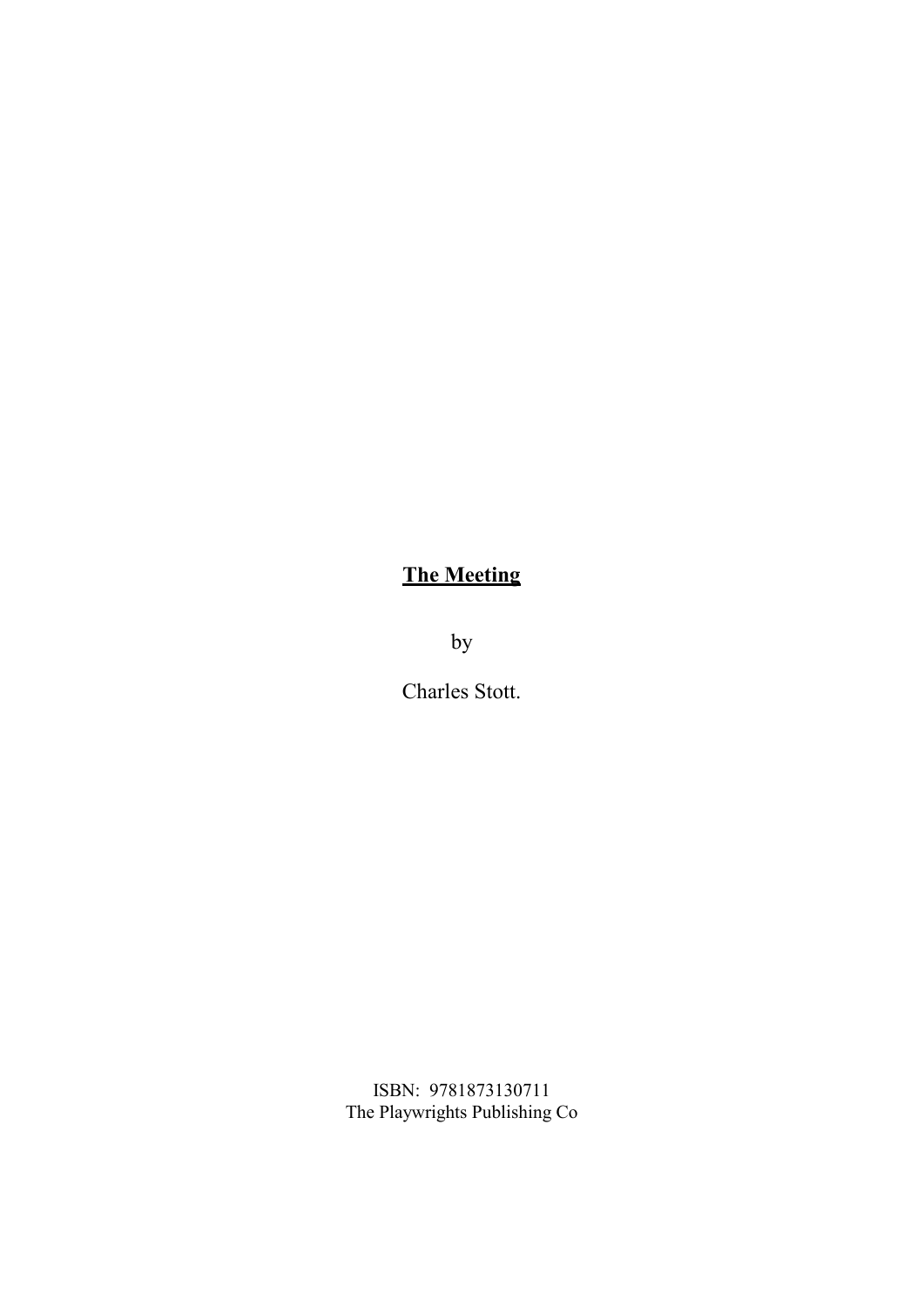# The Meeting

by

Charles Stott.

ISBN: 9781873130711
The Playwrights Publishing Co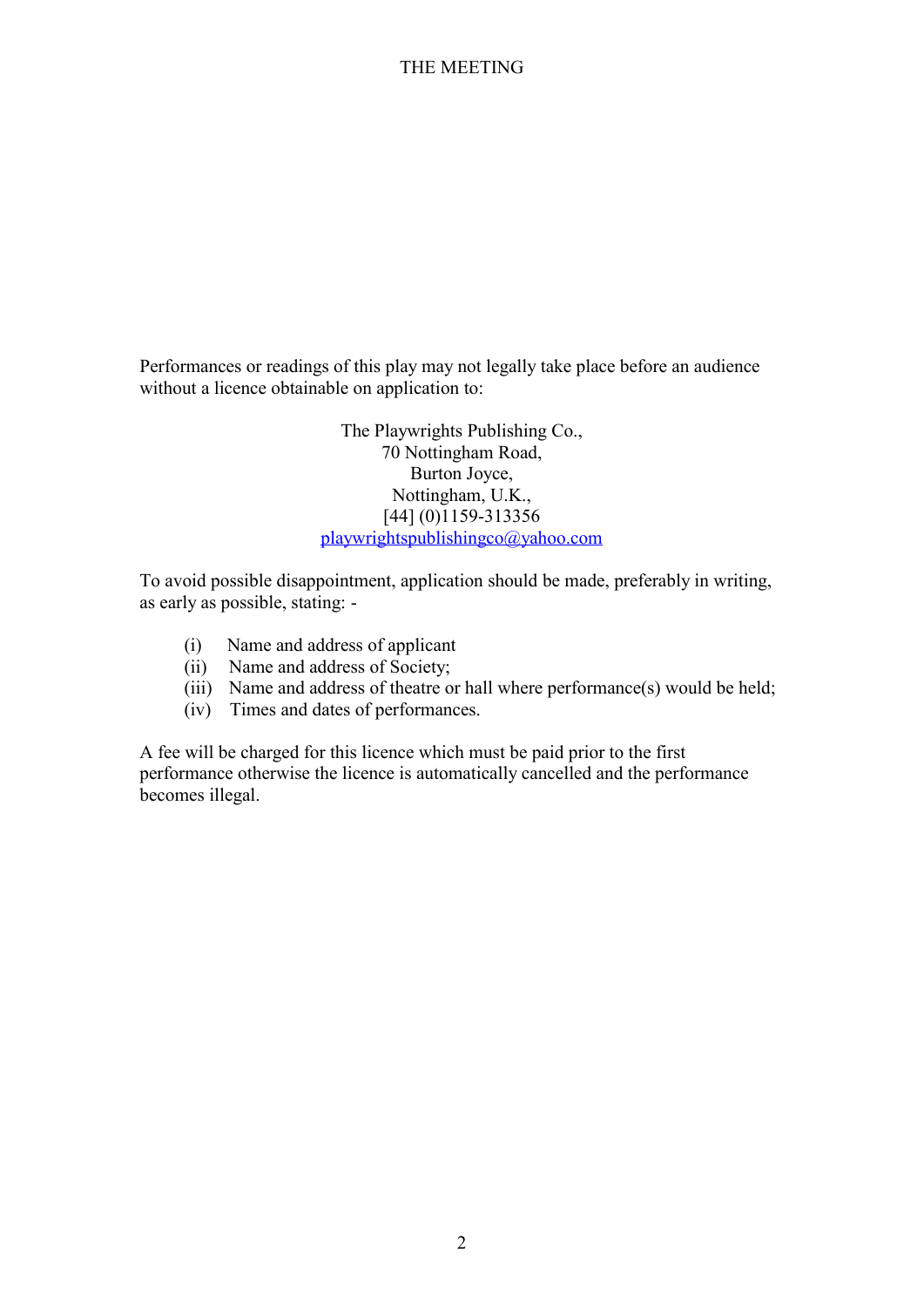Performances or readings of this play may not legally take place before an audience without a licence obtainable on application to:

The Playwrights Publishing Co.,
70 Nottingham Road,
Burton Joyce,
Nottingham, U.K.,
[44] (0)1159-313356
playwrightspublishingco@yahoo.com

To avoid possible disappointment, application should be made, preferably in writing, as early as possible, stating: -

(i) Name and address of applicant
(ii) Name and address of Society;
(iii) Name and address of theatre or hall where performance(s) would be held;
(iv) Times and dates of performances.

A fee will be charged for this licence which must be paid prior to the first performance otherwise the licence is automatically cancelled and the performance becomes illegal.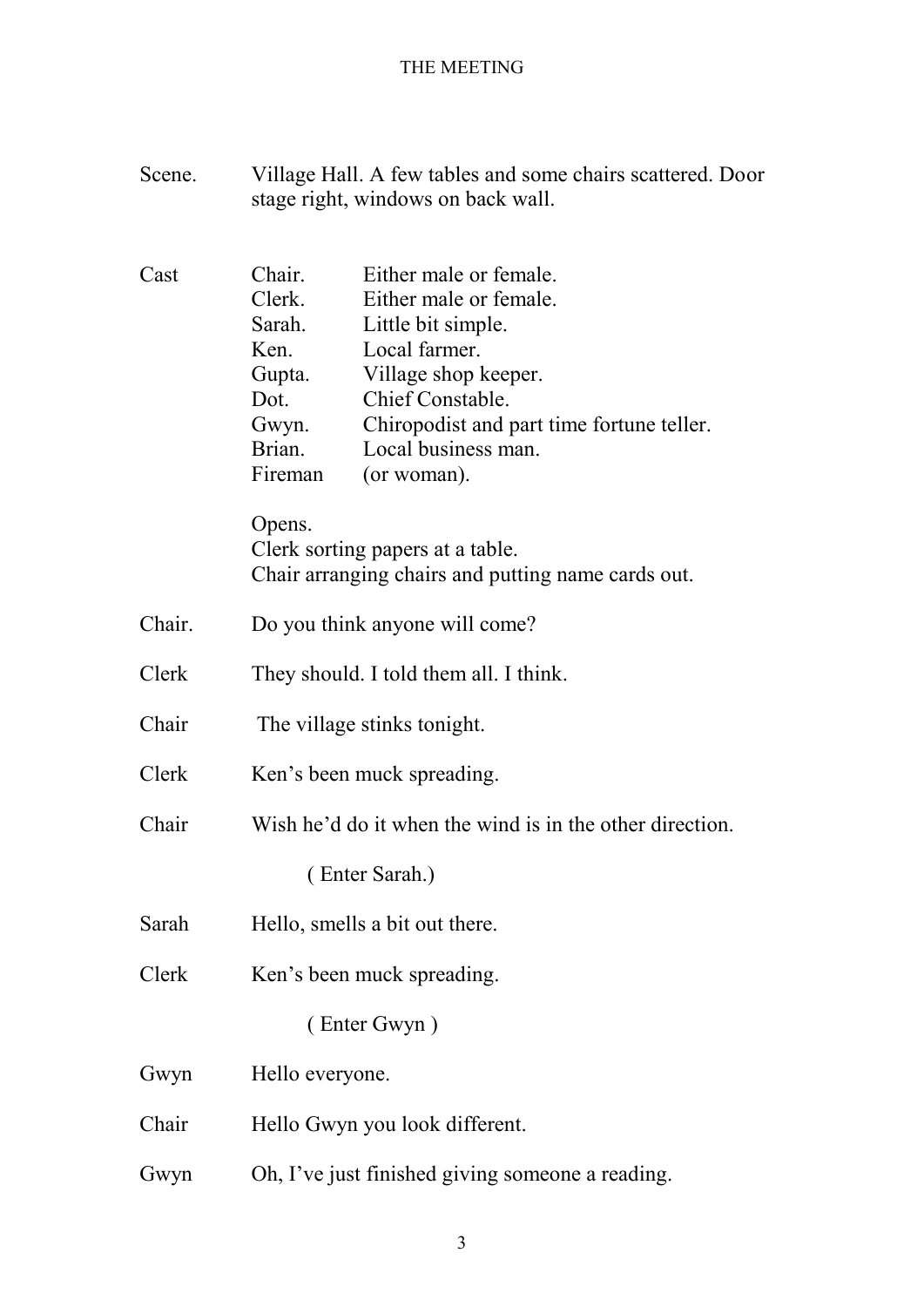Scene. Village Hall. A few tables and some chairs scattered. Door stage right, windows on back wall.

Cast

| | |
|---|---|
| Chair. | Either male or female. |
| Clerk. | Either male or female. |
| Sarah. | Little bit simple. |
| Ken. | Local farmer. |
| Gupta. | Village shop keeper. |
| Dot. | Chief Constable. |
| Gwyn. | Chiropodist and part time fortune teller. |
| Brian. | Local business man. |
| Fireman | (or woman). |

Opens.
Clerk sorting papers at a table.
Chair arranging chairs and putting name cards out.

Chair. Do you think anyone will come?

Clerk They should. I told them all. I think.

Chair The village stinks tonight.

Clerk Ken's been muck spreading.

Chair Wish he'd do it when the wind is in the other direction.

( Enter Sarah.)

Sarah Hello, smells a bit out there.

Clerk Ken's been muck spreading.

( Enter Gwyn )

Gwyn Hello everyone.

Chair Hello Gwyn you look different.

Gwyn Oh, I've just finished giving someone a reading.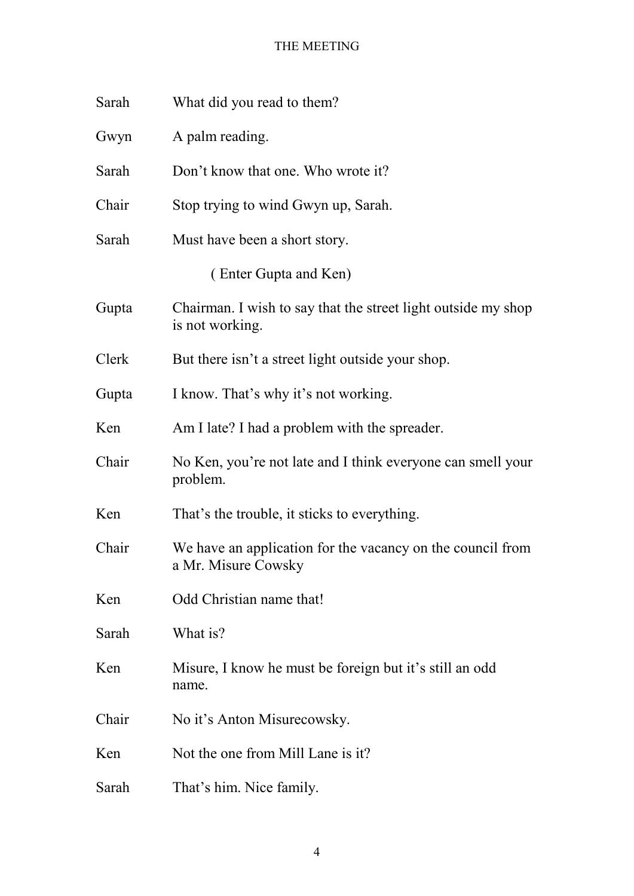| | |
|---|---|
| Sarah | What did you read to them? |
| Gwyn | A palm reading. |
| Sarah | Don't know that one. Who wrote it? |
| Chair | Stop trying to wind Gwyn up, Sarah. |
| Sarah | Must have been a short story. |
| | ( Enter Gupta and Ken) |
| Gupta | Chairman. I wish to say that the street light outside my shop is not working. |
| Clerk | But there isn't a street light outside your shop. |
| Gupta | I know. That's why it's not working. |
| Ken | Am I late? I had a problem with the spreader. |
| Chair | No Ken, you're not late and I think everyone can smell your problem. |
| Ken | That's the trouble, it sticks to everything. |
| Chair | We have an application for the vacancy on the council from a Mr. Misure Cowsky |
| Ken | Odd Christian name that! |
| Sarah | What is? |
| Ken | Misure, I know he must be foreign but it's still an odd name. |
| Chair | No it's Anton Misurecowsky. |
| Ken | Not the one from Mill Lane is it? |
| Sarah | That's him. Nice family. |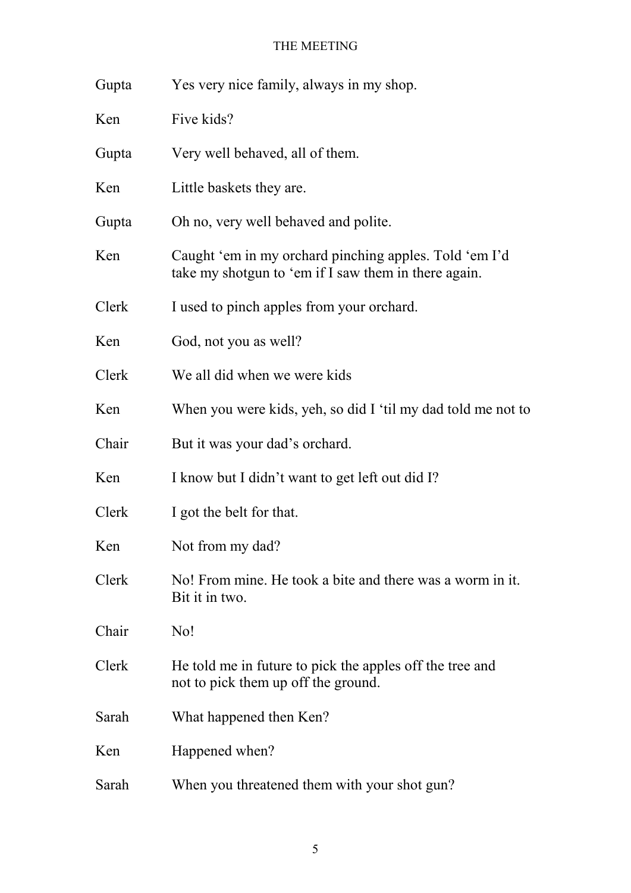| | |
|---|---|
| Gupta | Yes very nice family, always in my shop. |
| Ken | Five kids? |
| Gupta | Very well behaved, all of them. |
| Ken | Little baskets they are. |
| Gupta | Oh no, very well behaved and polite. |
| Ken | Caught 'em in my orchard pinching apples. Told 'em I'd take my shotgun to 'em if I saw them in there again. |
| Clerk | I used to pinch apples from your orchard. |
| Ken | God, not you as well? |
| Clerk | We all did when we were kids |
| Ken | When you were kids, yeh, so did I 'til my dad told me not to |
| Chair | But it was your dad's orchard. |
| Ken | I know but I didn't want to get left out did I? |
| Clerk | I got the belt for that. |
| Ken | Not from my dad? |
| Clerk | No! From mine. He took a bite and there was a worm in it. Bit it in two. |
| Chair | No! |
| Clerk | He told me in future to pick the apples off the tree and not to pick them up off the ground. |
| Sarah | What happened then Ken? |
| Ken | Happened when? |
| Sarah | When you threatened them with your shot gun? |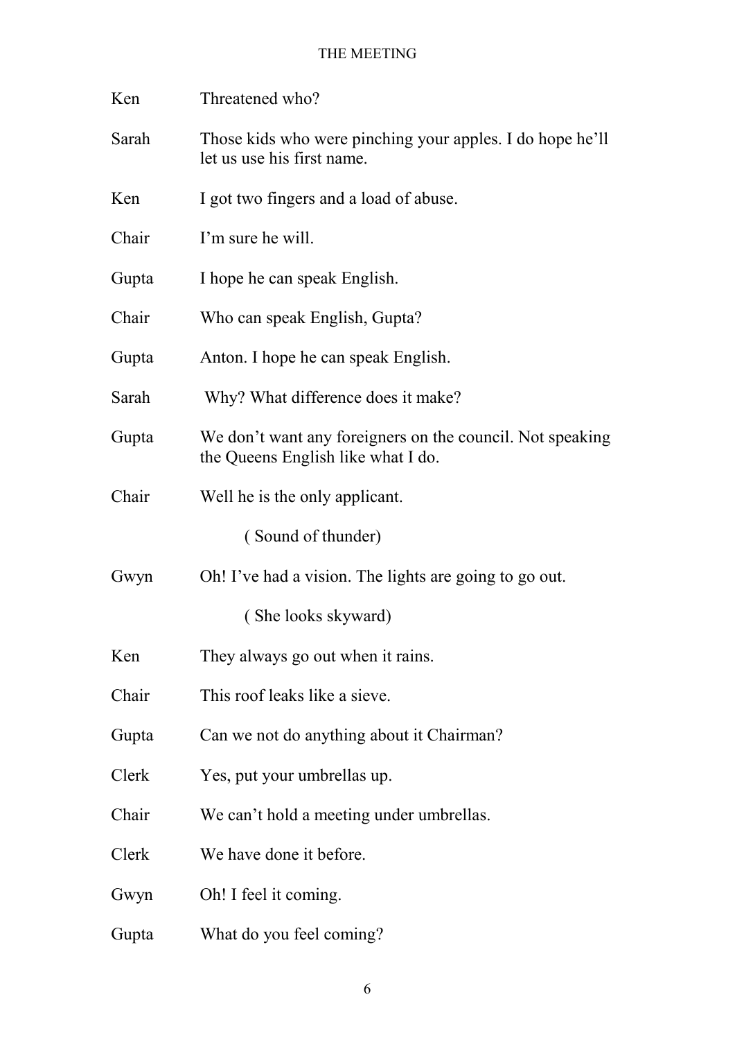Ken Threatened who?

Sarah Those kids who were pinching your apples. I do hope he'll let us use his first name.

Ken I got two fingers and a load of abuse.

Chair I'm sure he will.

Gupta I hope he can speak English.

Chair Who can speak English, Gupta?

Gupta Anton. I hope he can speak English.

Sarah Why? What difference does it make?

Gupta We don't want any foreigners on the council. Not speaking the Queens English like what I do.

Chair Well he is the only applicant.

( Sound of thunder)

Gwyn Oh! I've had a vision. The lights are going to go out.

( She looks skyward)

Ken They always go out when it rains.

Chair This roof leaks like a sieve.

Gupta Can we not do anything about it Chairman?

Clerk Yes, put your umbrellas up.

Chair We can't hold a meeting under umbrellas.

Clerk We have done it before.

Gwyn Oh! I feel it coming.

Gupta What do you feel coming?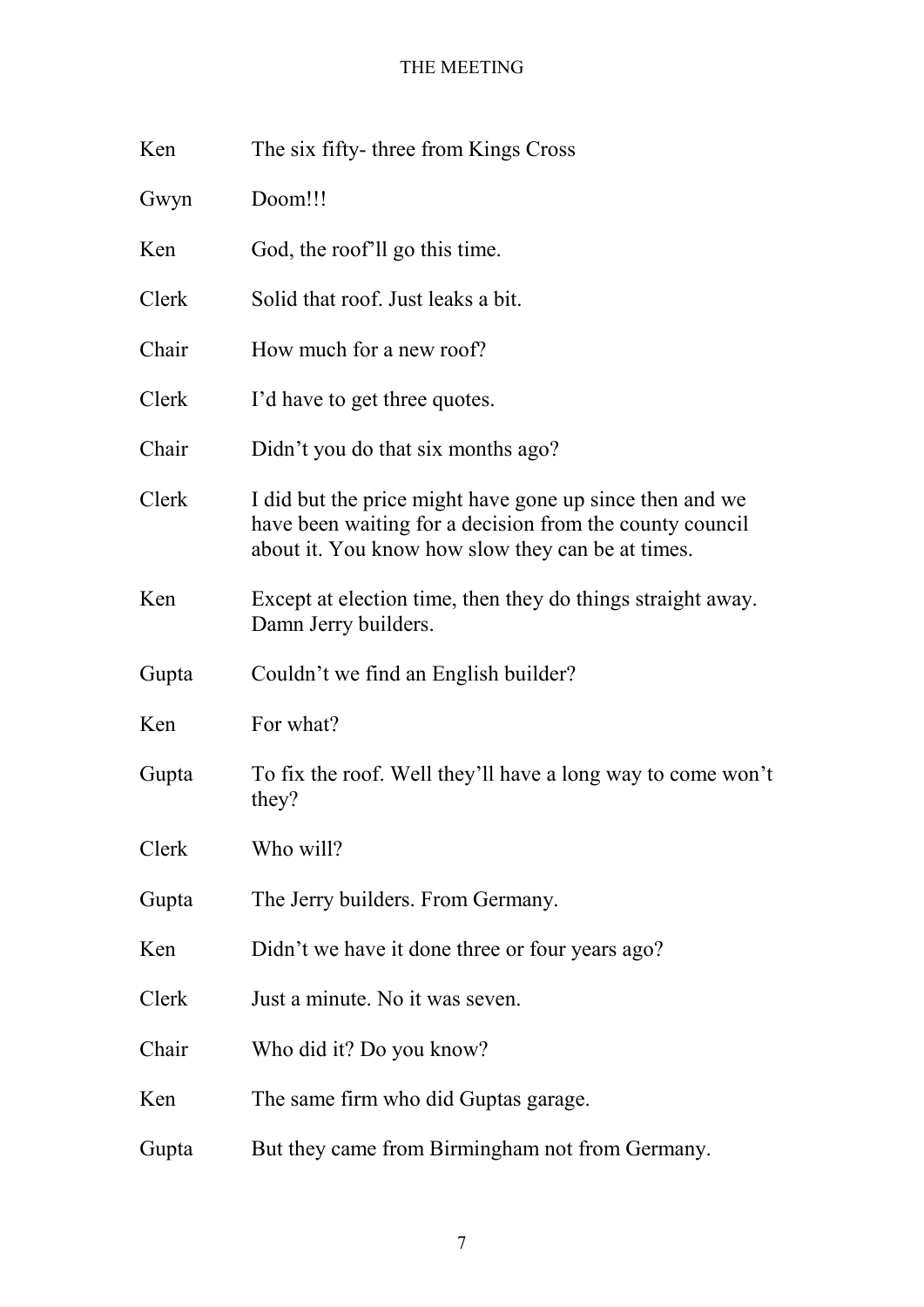| | |
|---|---|
| Ken | The six fifty- three from Kings Cross |
| Gwyn | Doom!!! |
| Ken | God, the roof'll go this time. |
| Clerk | Solid that roof. Just leaks a bit. |
| Chair | How much for a new roof? |
| Clerk | I'd have to get three quotes. |
| Chair | Didn't you do that six months ago? |
| Clerk | I did but the price might have gone up since then and we have been waiting for a decision from the county council about it. You know how slow they can be at times. |
| Ken | Except at election time, then they do things straight away. Damn Jerry builders. |
| Gupta | Couldn't we find an English builder? |
| Ken | For what? |
| Gupta | To fix the roof. Well they'll have a long way to come won't they? |
| Clerk | Who will? |
| Gupta | The Jerry builders. From Germany. |
| Ken | Didn't we have it done three or four years ago? |
| Clerk | Just a minute. No it was seven. |
| Chair | Who did it? Do you know? |
| Ken | The same firm who did Guptas garage. |
| Gupta | But they came from Birmingham not from Germany. |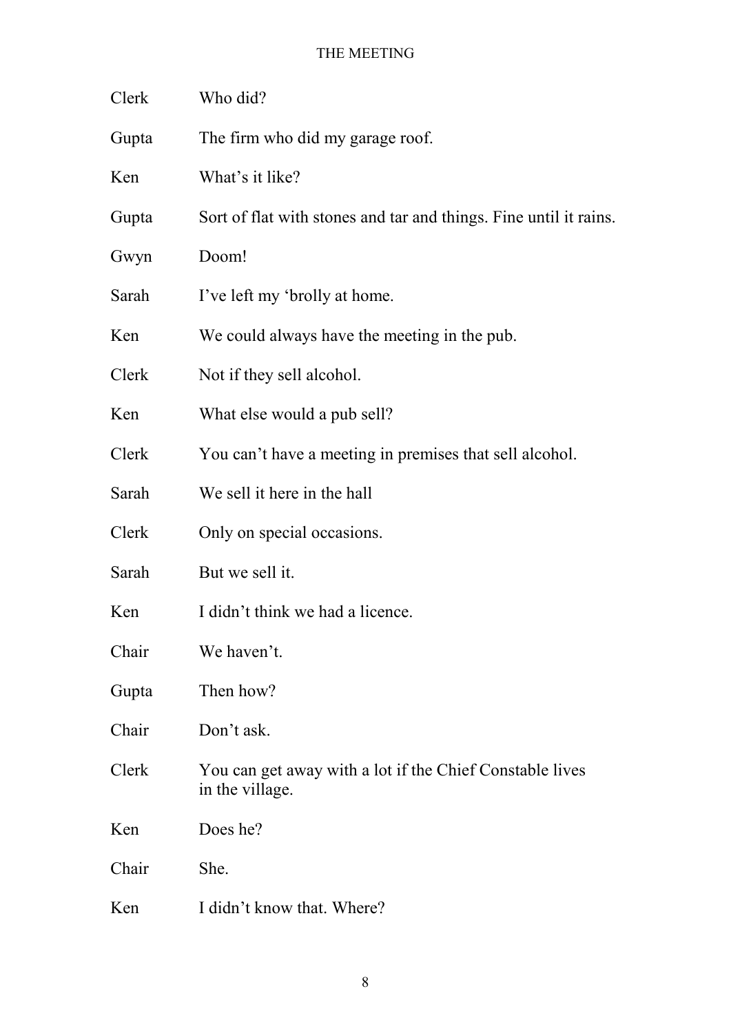| | |
|---|---|
| Clerk | Who did? |
| Gupta | The firm who did my garage roof. |
| Ken | What's it like? |
| Gupta | Sort of flat with stones and tar and things. Fine until it rains. |
| Gwyn | Doom! |
| Sarah | I've left my 'brolly at home. |
| Ken | We could always have the meeting in the pub. |
| Clerk | Not if they sell alcohol. |
| Ken | What else would a pub sell? |
| Clerk | You can't have a meeting in premises that sell alcohol. |
| Sarah | We sell it here in the hall |
| Clerk | Only on special occasions. |
| Sarah | But we sell it. |
| Ken | I didn't think we had a licence. |
| Chair | We haven't. |
| Gupta | Then how? |
| Chair | Don't ask. |
| Clerk | You can get away with a lot if the Chief Constable lives in the village. |
| Ken | Does he? |
| Chair | She. |
| Ken | I didn't know that. Where? |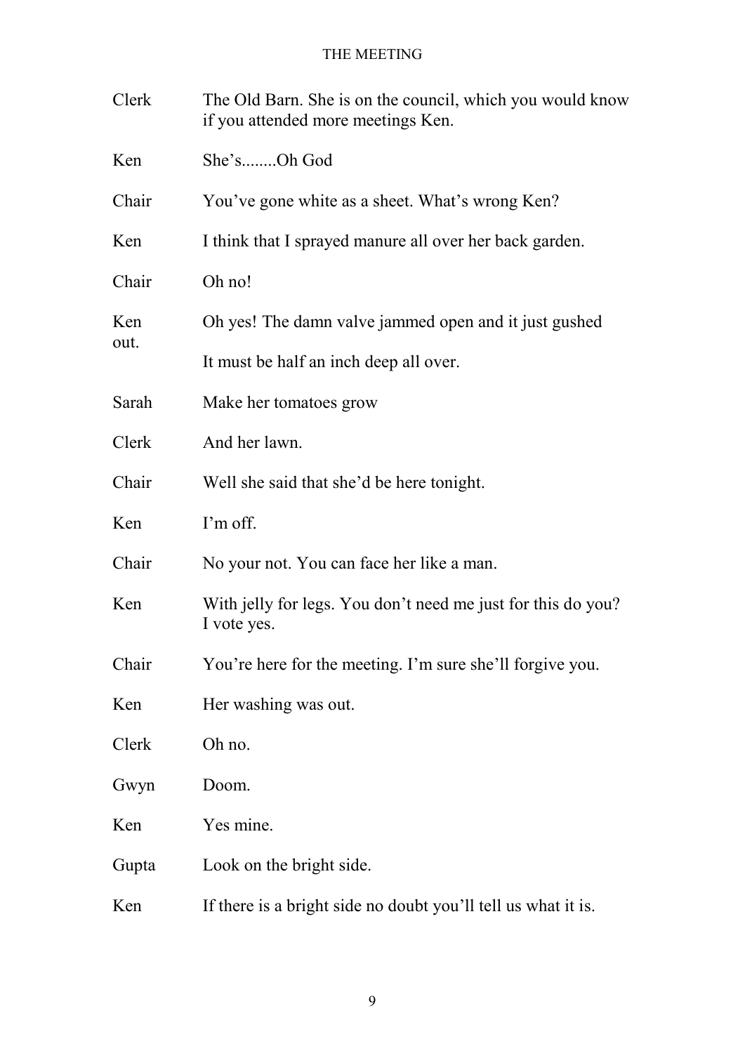Clerk The Old Barn. She is on the council, which you would know if you attended more meetings Ken.

Ken She's........Oh God

Chair You've gone white as a sheet. What's wrong Ken?

Ken I think that I sprayed manure all over her back garden.

Chair Oh no!

Ken Oh yes! The damn valve jammed open and it just gushed out.

It must be half an inch deep all over.

Sarah Make her tomatoes grow

Clerk And her lawn.

Chair Well she said that she'd be here tonight.

Ken I'm off.

Chair No your not. You can face her like a man.

Ken With jelly for legs. You don't need me just for this do you? I vote yes.

Chair You're here for the meeting. I'm sure she'll forgive you.

Ken Her washing was out.

Clerk Oh no.

Gwyn Doom.

Ken Yes mine.

Gupta Look on the bright side.

Ken If there is a bright side no doubt you'll tell us what it is.